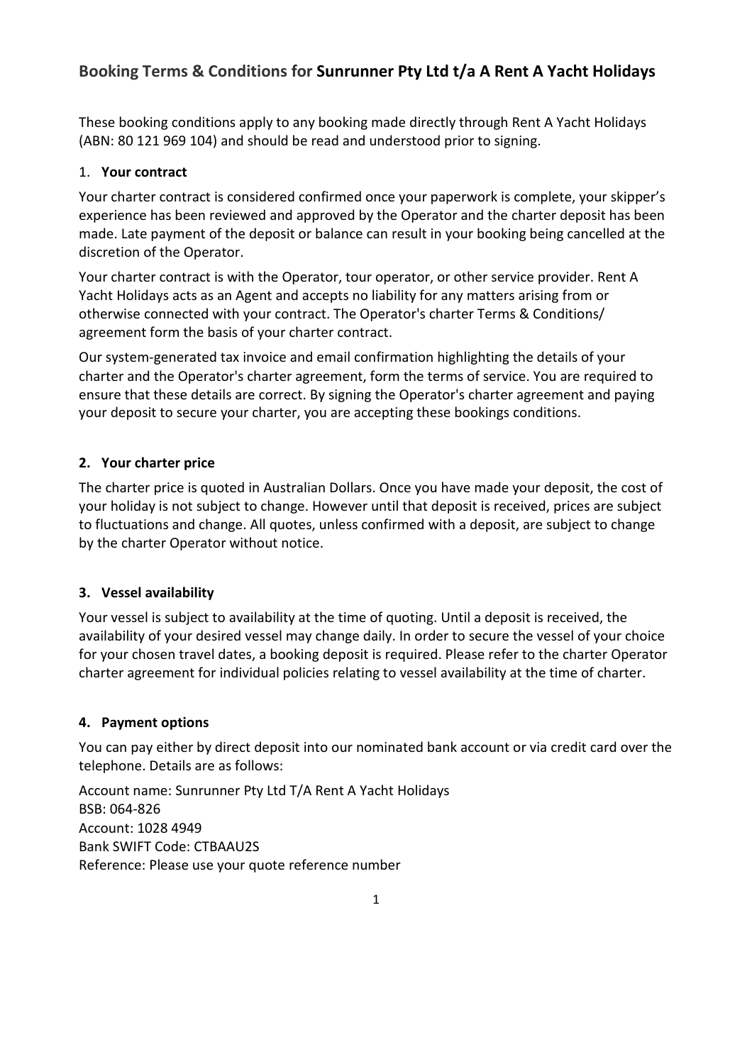## Booking Terms & Conditions for **Sunrunner Pty Ltd t/a A Rent A Yacht Holidays**

These booking conditions apply to any booking made directly through Rent A Yacht Holidays (ABN: 80 121 969 104) and should be read and understood prior to signing.

### 1. Your contract

Your charter contract is considered confirmed once your paperwork is complete, your skipper's experience has been reviewed and approved by the Operator and the charter deposit has been made. Late payment of the deposit or balance can result in your booking being cancelled at the discretion of the Operator.

Your charter contract is with the Operator, tour operator, or other service provider. Rent A Yacht Holidays acts as an Agent and accepts no liability for any matters arising from or otherwise connected with your contract. The Operator's charter Terms & Conditions/ agreement form the basis of your charter contract.

Our system-generated tax invoice and email confirmation highlighting the details of your charter and the Operator's charter agreement, form the terms of service. You are required to ensure that these details are correct. By signing the Operator's charter agreement and paying your deposit to secure your charter, you are accepting these bookings conditions.

### 2. Your charter price

The charter price is quoted in Australian Dollars. Once you have made your deposit, the cost of your holiday is not subject to change. However until that deposit is received, prices are subject to fluctuations and change. All quotes, unless confirmed with a deposit, are subject to change by the charter Operator without notice.

### 3. Vessel availability

Your vessel is subject to availability at the time of quoting. Until a deposit is received, the availability of your desired vessel may change daily. In order to secure the vessel of your choice for your chosen travel dates, a booking deposit is required. Please refer to the charter Operator charter agreement for individual policies relating to vessel availability at the time of charter.

### 4. Payment options

You can pay either by direct deposit into our nominated bank account or via credit card over the telephone. Details are as follows:

Account name: Sunrunner Pty Ltd T/A Rent A Yacht Holidays
BSB: 064-826
Account: 1028 4949
Bank SWIFT Code: CTBAAU2S
Reference: Please use your quote reference number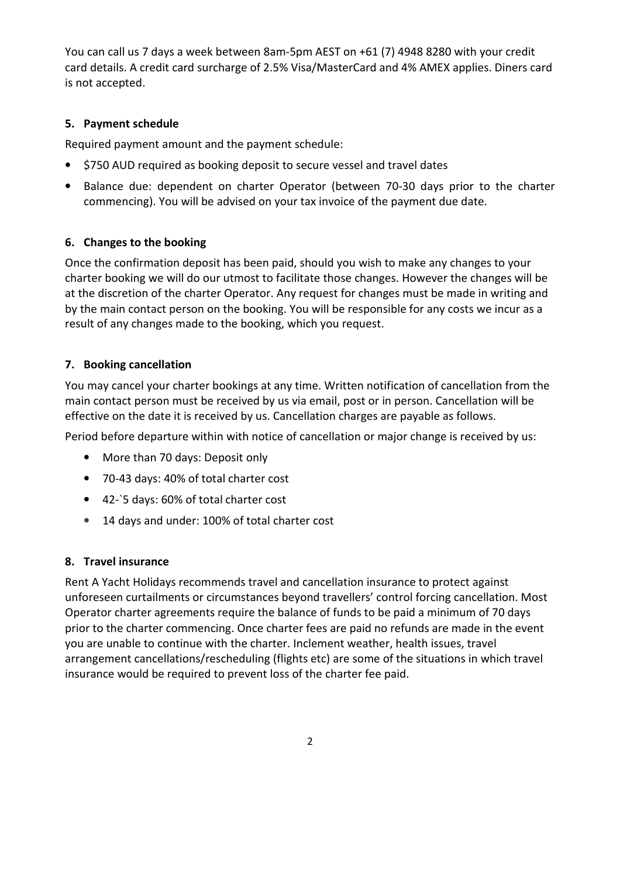You can call us 7 days a week between 8am-5pm AEST on +61 (7) 4948 8280 with your credit card details. A credit card surcharge of 2.5% Visa/MasterCard and 4% AMEX applies. Diners card is not accepted.

**5. Payment schedule**

Required payment amount and the payment schedule:

- $750 AUD required as booking deposit to secure vessel and travel dates
- Balance due: dependent on charter Operator (between 70-30 days prior to the charter commencing). You will be advised on your tax invoice of the payment due date.

**6. Changes to the booking**

Once the confirmation deposit has been paid, should you wish to make any changes to your charter booking we will do our utmost to facilitate those changes. However the changes will be at the discretion of the charter Operator. Any request for changes must be made in writing and by the main contact person on the booking. You will be responsible for any costs we incur as a result of any changes made to the booking, which you request.

**7. Booking cancellation**

You may cancel your charter bookings at any time. Written notification of cancellation from the main contact person must be received by us via email, post or in person. Cancellation will be effective on the date it is received by us. Cancellation charges are payable as follows.

Period before departure within with notice of cancellation or major change is received by us:

- More than 70 days: Deposit only
- 70-43 days: 40% of total charter cost
- 42-`5 days: 60% of total charter cost
- 14 days and under: 100% of total charter cost

**8. Travel insurance**

Rent A Yacht Holidays recommends travel and cancellation insurance to protect against unforeseen curtailments or circumstances beyond travellers' control forcing cancellation. Most Operator charter agreements require the balance of funds to be paid a minimum of 70 days prior to the charter commencing. Once charter fees are paid no refunds are made in the event you are unable to continue with the charter. Inclement weather, health issues, travel arrangement cancellations/rescheduling (flights etc) are some of the situations in which travel insurance would be required to prevent loss of the charter fee paid.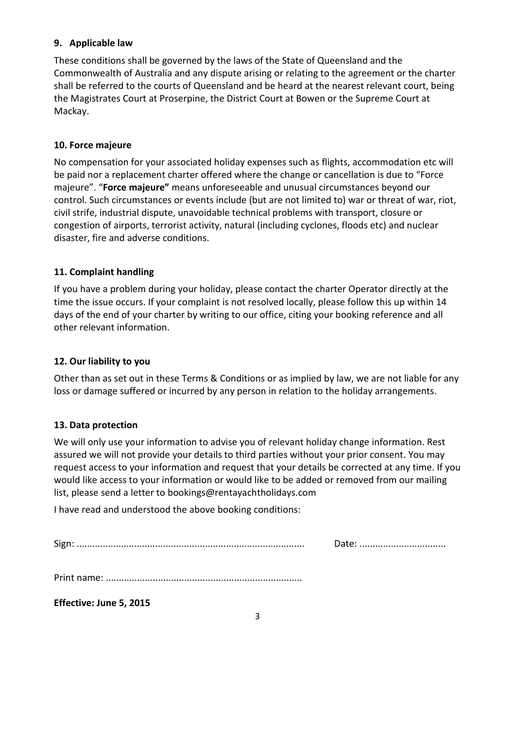### 9. Applicable law

These conditions shall be governed by the laws of the State of Queensland and the Commonwealth of Australia and any dispute arising or relating to the agreement or the charter shall be referred to the courts of Queensland and be heard at the nearest relevant court, being the Magistrates Court at Proserpine, the District Court at Bowen or the Supreme Court at Mackay.

### 10. Force majeure

No compensation for your associated holiday expenses such as flights, accommodation etc will be paid nor a replacement charter offered where the change or cancellation is due to "Force majeure". "**Force majeure"** means unforeseeable and unusual circumstances beyond our control. Such circumstances or events include (but are not limited to) war or threat of war, riot, civil strife, industrial dispute, unavoidable technical problems with transport, closure or congestion of airports, terrorist activity, natural (including cyclones, floods etc) and nuclear disaster, fire and adverse conditions.

### 11. Complaint handling

If you have a problem during your holiday, please contact the charter Operator directly at the time the issue occurs. If your complaint is not resolved locally, please follow this up within 14 days of the end of your charter by writing to our office, citing your booking reference and all other relevant information.

### 12. Our liability to you

Other than as set out in these Terms & Conditions or as implied by law, we are not liable for any loss or damage suffered or incurred by any person in relation to the holiday arrangements.

### 13. Data protection

We will only use your information to advise you of relevant holiday change information. Rest assured we will not provide your details to third parties without your prior consent. You may request access to your information and request that your details be corrected at any time. If you would like access to your information or would like to be added or removed from our mailing list, please send a letter to bookings@rentayachtholidays.com

I have read and understood the above booking conditions:

Sign: ....................................................................................... Date: .................................

Print name: ...........................................................................

**Effective: June 5, 2015**